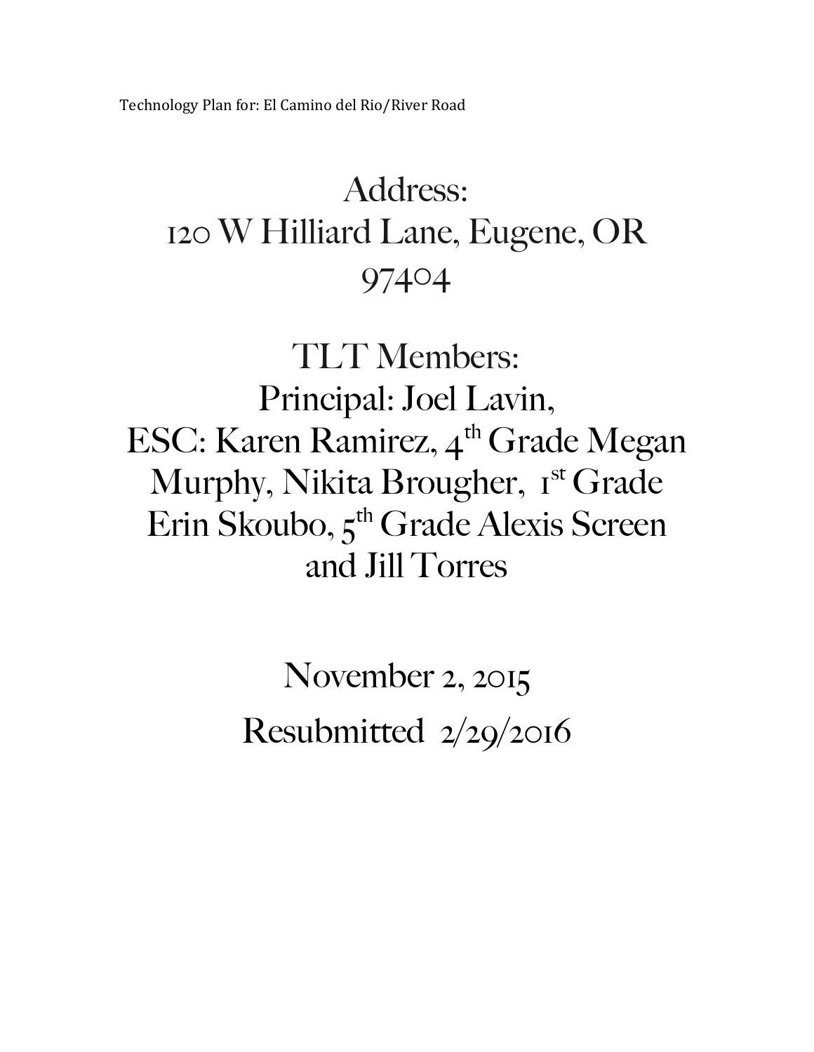Technology Plan for: El Camino del Rio/River Road

Address:
120 W Hilliard Lane, Eugene, OR 97404

TLT Members:
Principal: Joel Lavin,
ESC: Karen Ramirez, 4th Grade Megan Murphy, Nikita Brougher, 1st Grade Erin Skoubo, 5th Grade Alexis Screen and Jill Torres

November 2, 2015
Resubmitted 2/29/2016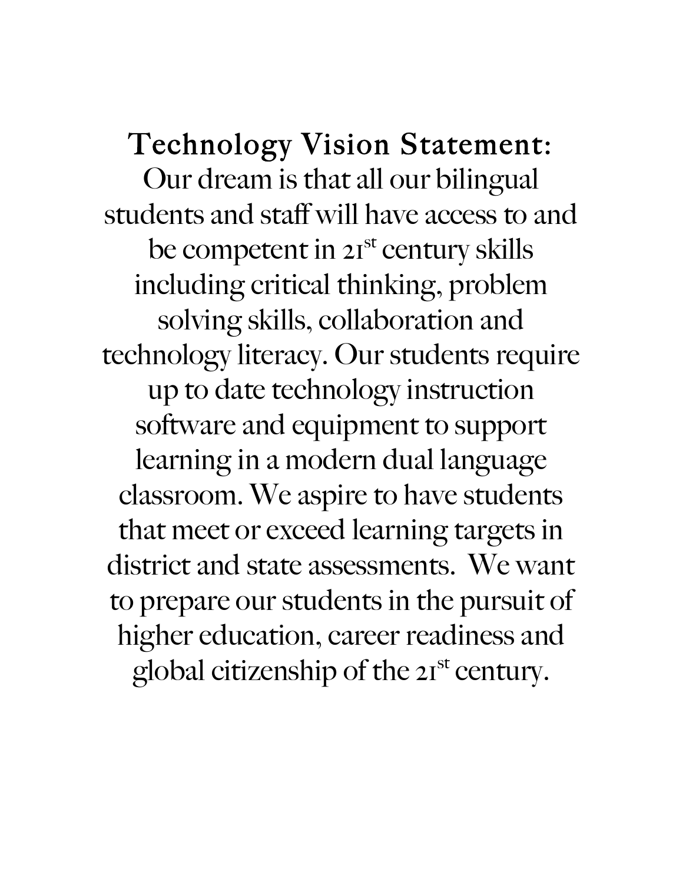# Technology Vision Statement:

Our dream is that all our bilingual students and staff will have access to and be competent in 21st century skills including critical thinking, problem solving skills, collaboration and technology literacy. Our students require up to date technology instruction software and equipment to support learning in a modern dual language classroom. We aspire to have students that meet or exceed learning targets in district and state assessments. We want to prepare our students in the pursuit of higher education, career readiness and global citizenship of the 21st century.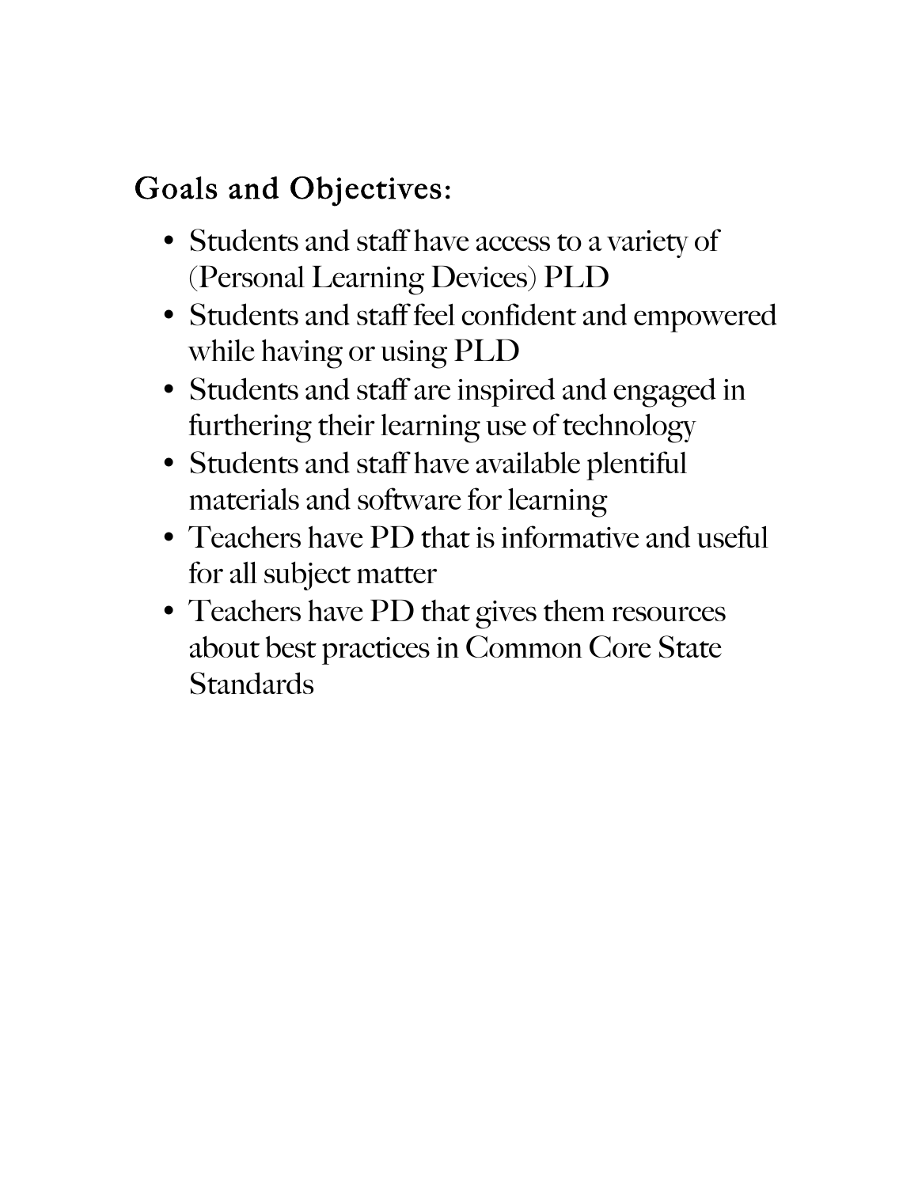## Goals and Objectives:

- Students and staff have access to a variety of (Personal Learning Devices) PLD
- Students and staff feel confident and empowered while having or using PLD
- Students and staff are inspired and engaged in furthering their learning use of technology
- Students and staff have available plentiful materials and software for learning
- Teachers have PD that is informative and useful for all subject matter
- Teachers have PD that gives them resources about best practices in Common Core State Standards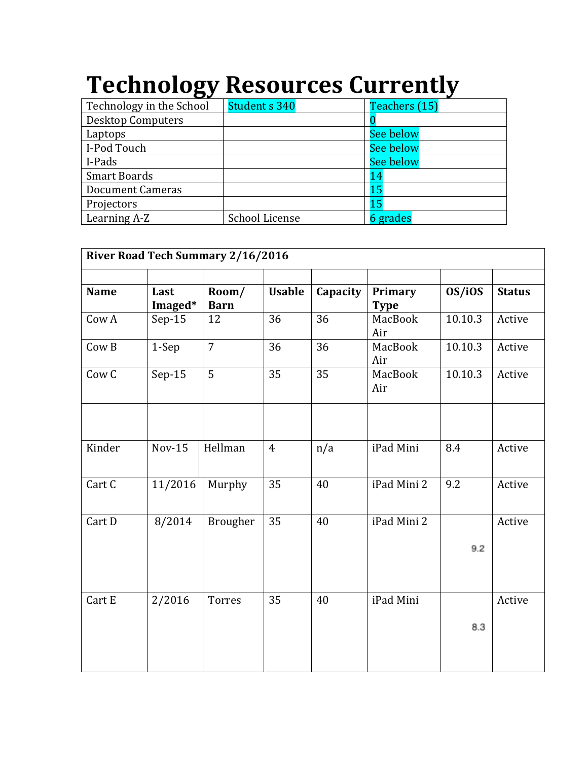# Technology Resources Currently

| Technology in the School | Student s 340 | Teachers (15) |
|---|---|---|
| Desktop Computers | | 0 |
| Laptops | | See below |
| I-Pod Touch | | See below |
| I-Pads | | See below |
| Smart Boards | | 14 |
| Document Cameras | | 15 |
| Projectors | | 15 |
| Learning A-Z | School License | 6 grades |

| River Road Tech Summary 2/16/2016 | | | | | | | |
|---|---|---|---|---|---|---|---|
| | | | | | | | |
| **Name** | **Last Imaged*** | **Room/ Barn** | **Usable** | **Capacity** | **Primary Type** | **OS/iOS** | **Status** |
| Cow A | Sep-15 | 12 | 36 | 36 | MacBook Air | 10.10.3 | Active |
| Cow B | 1-Sep | 7 | 36 | 36 | MacBook Air | 10.10.3 | Active |
| Cow C | Sep-15 | 5 | 35 | 35 | MacBook Air | 10.10.3 | Active |
| | | | | | | | |
| Kinder | Nov-15 | Hellman | 4 | n/a | iPad Mini | 8.4 | Active |
| Cart C | 11/2016 | Murphy | 35 | 40 | iPad Mini 2 | 9.2 | Active |
| Cart D | 8/2014 | Brougher | 35 | 40 | iPad Mini 2 | 9.2 | Active |
| Cart E | 2/2016 | Torres | 35 | 40 | iPad Mini | 8.3 | Active |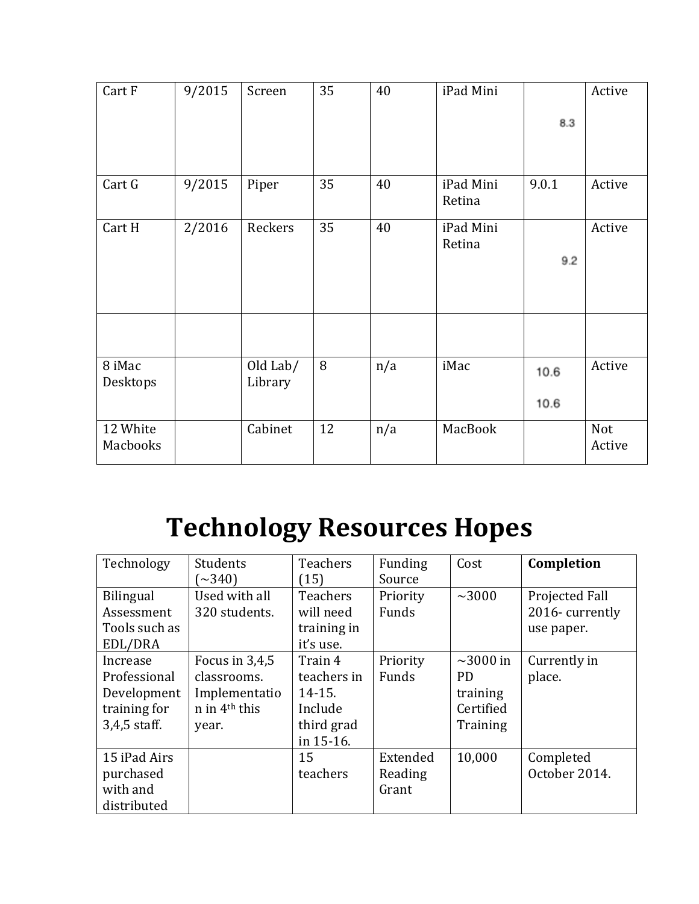| Cart F | 9/2015 | Screen | 35 | 40 | iPad Mini | 8.3 | Active |
|---|---|---|---|---|---|---|---|
| Cart G | 9/2015 | Piper | 35 | 40 | iPad Mini Retina | 9.0.1 | Active |
| Cart H | 2/2016 | Reckers | 35 | 40 | iPad Mini Retina | 9.2 | Active |
| | | | | | | | |
| 8 iMac Desktops | | Old Lab/ Library | 8 | n/a | iMac | 10.6 10.6 | Active |
| 12 White Macbooks | | Cabinet | 12 | n/a | MacBook | | Not Active |

# Technology Resources Hopes

| Technology | Students (~340) | Teachers (15) | Funding Source | Cost | **Completion** |
|---|---|---|---|---|---|
| Bilingual Assessment Tools such as EDL/DRA | Used with all 320 students. | Teachers will need training in it's use. | Priority Funds | ~3000 | Projected Fall 2016- currently use paper. |
| Increase Professional Development training for 3,4,5 staff. | Focus in 3,4,5 classrooms. Implementation in 4th this year. | Train 4 teachers in 14-15. Include third grad in 15-16. | Priority Funds | ~3000 in PD training Certified Training | Currently in place. |
| 15 iPad Airs purchased with and distributed | | 15 teachers | Extended Reading Grant | 10,000 | Completed October 2014. |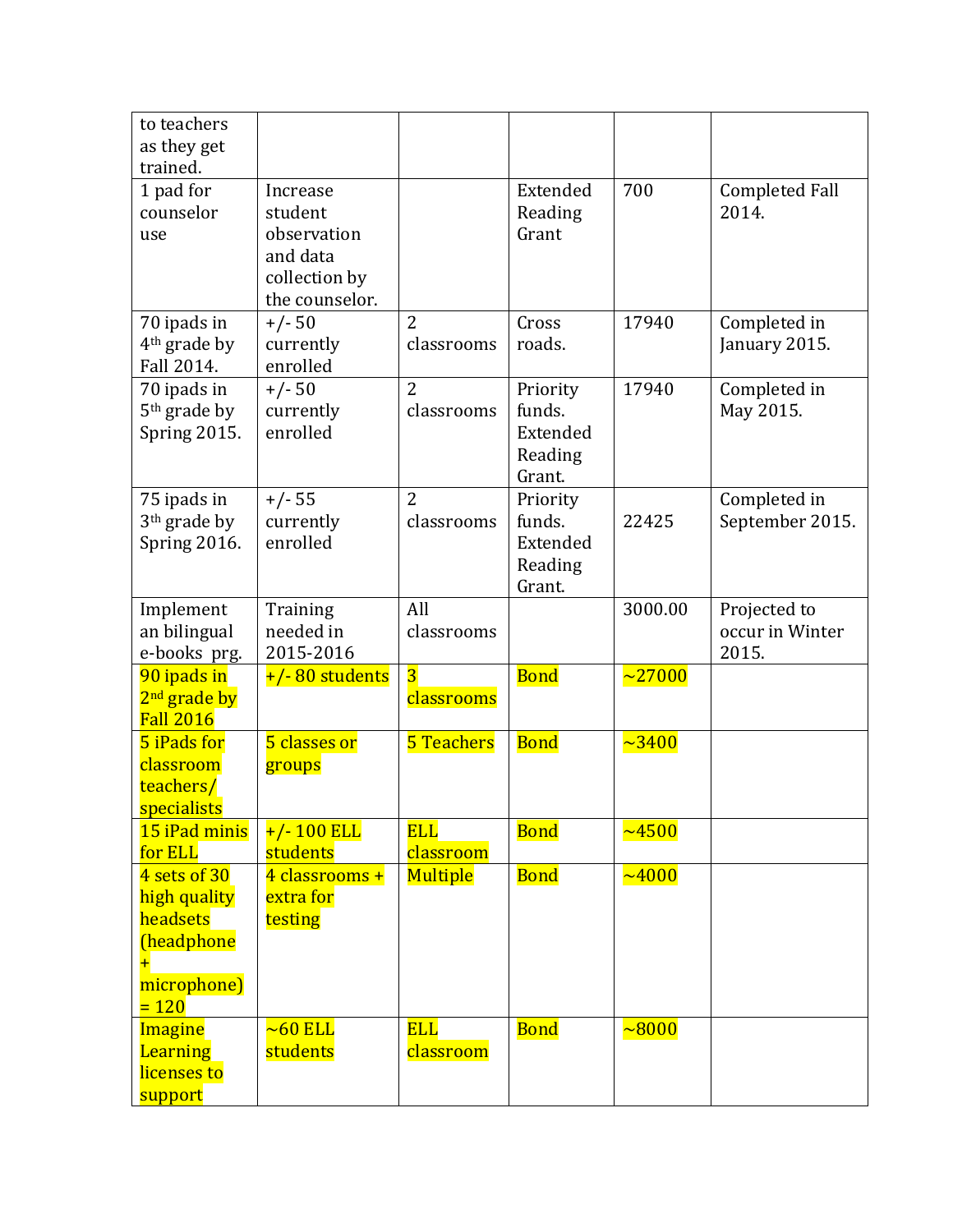| | | | | | |
|---|---|---|---|---|---|
| to teachers as they get trained. | | | | | |
| 1 pad for counselor use | Increase student observation and data collection by the counselor. | | Extended Reading Grant | 700 | Completed Fall 2014. |
| 70 ipads in 4th grade by Fall 2014. | +/- 50 currently enrolled | 2 classrooms | Cross roads. | 17940 | Completed in January 2015. |
| 70 ipads in 5th grade by Spring 2015. | +/- 50 currently enrolled | 2 classrooms | Priority funds. Extended Reading Grant. | 17940 | Completed in May 2015. |
| 75 ipads in 3th grade by Spring 2016. | +/- 55 currently enrolled | 2 classrooms | Priority funds. Extended Reading Grant. | 22425 | Completed in September 2015. |
| Implement an bilingual e-books prg. | Training needed in 2015-2016 | All classrooms | | 3000.00 | Projected to occur in Winter 2015. |
| 90 ipads in 2nd grade by Fall 2016 | +/- 80 students | 3 classrooms | Bond | ~27000 | |
| 5 iPads for classroom teachers/ specialists | 5 classes or groups | 5 Teachers | Bond | ~3400 | |
| 15 iPad minis for ELL | +/- 100 ELL students | ELL classroom | Bond | ~4500 | |
| 4 sets of 30 high quality headsets (headphone + microphone) = 120 | 4 classrooms + extra for testing | Multiple | Bond | ~4000 | |
| Imagine Learning licenses to support | ~60 ELL students | ELL classroom | Bond | ~8000 | |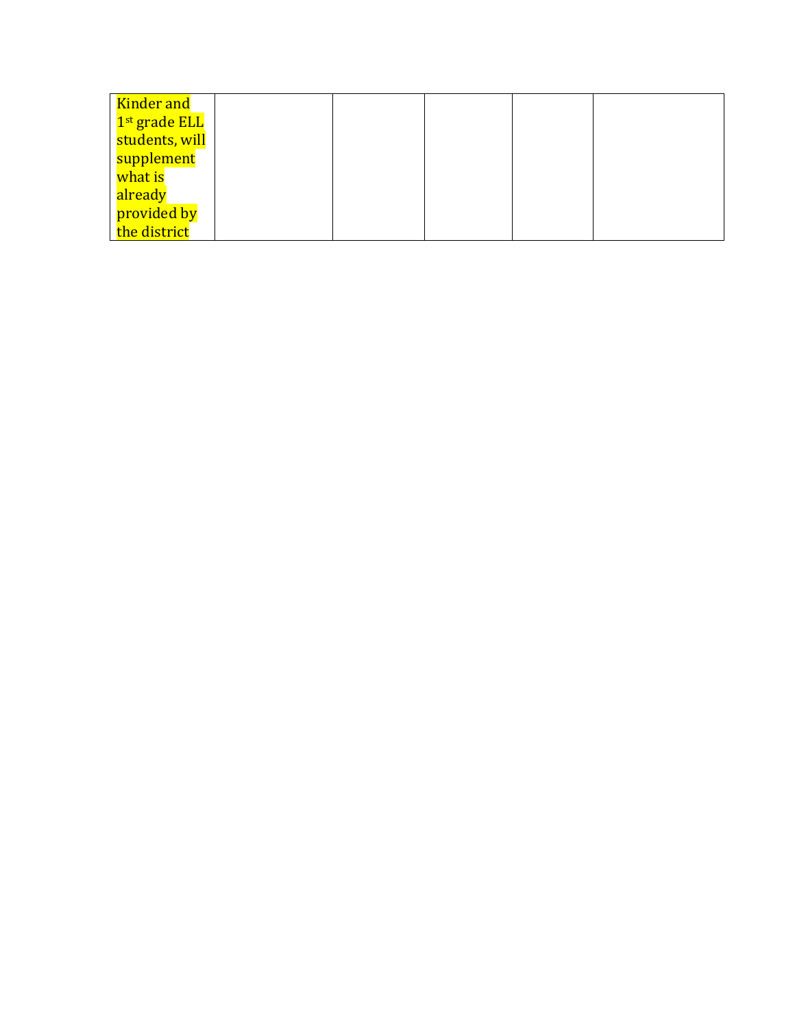| | | | | | |
|---|---|---|---|---|---|
| Kinder and 1st grade ELL students, will supplement what is already provided by the district | | | | | |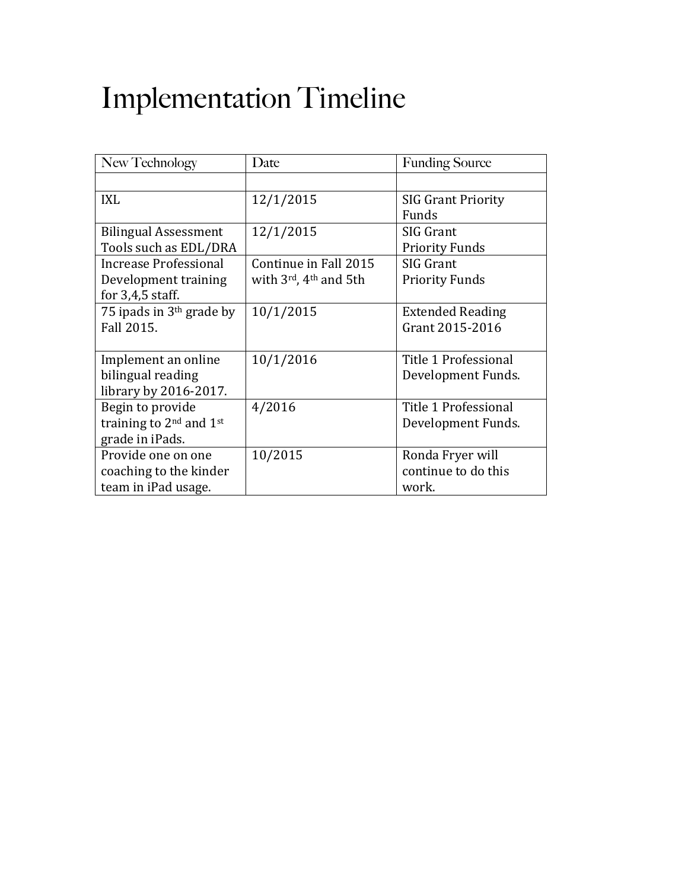# Implementation Timeline

| New Technology | Date | Funding Source |
|---|---|---|
| | | |
| IXL | 12/1/2015 | SIG Grant Priority Funds |
| Bilingual Assessment Tools such as EDL/DRA | 12/1/2015 | SIG Grant Priority Funds |
| Increase Professional Development training for 3,4,5 staff. | Continue in Fall 2015 with 3rd, 4th and 5th | SIG Grant Priority Funds |
| 75 ipads in 3rd grade by Fall 2015. | 10/1/2015 | Extended Reading Grant 2015-2016 |
| Implement an online bilingual reading library by 2016-2017. | 10/1/2016 | Title 1 Professional Development Funds. |
| Begin to provide training to 2nd and 1st grade in iPads. | 4/2016 | Title 1 Professional Development Funds. |
| Provide one on one coaching to the kinder team in iPad usage. | 10/2015 | Ronda Fryer will continue to do this work. |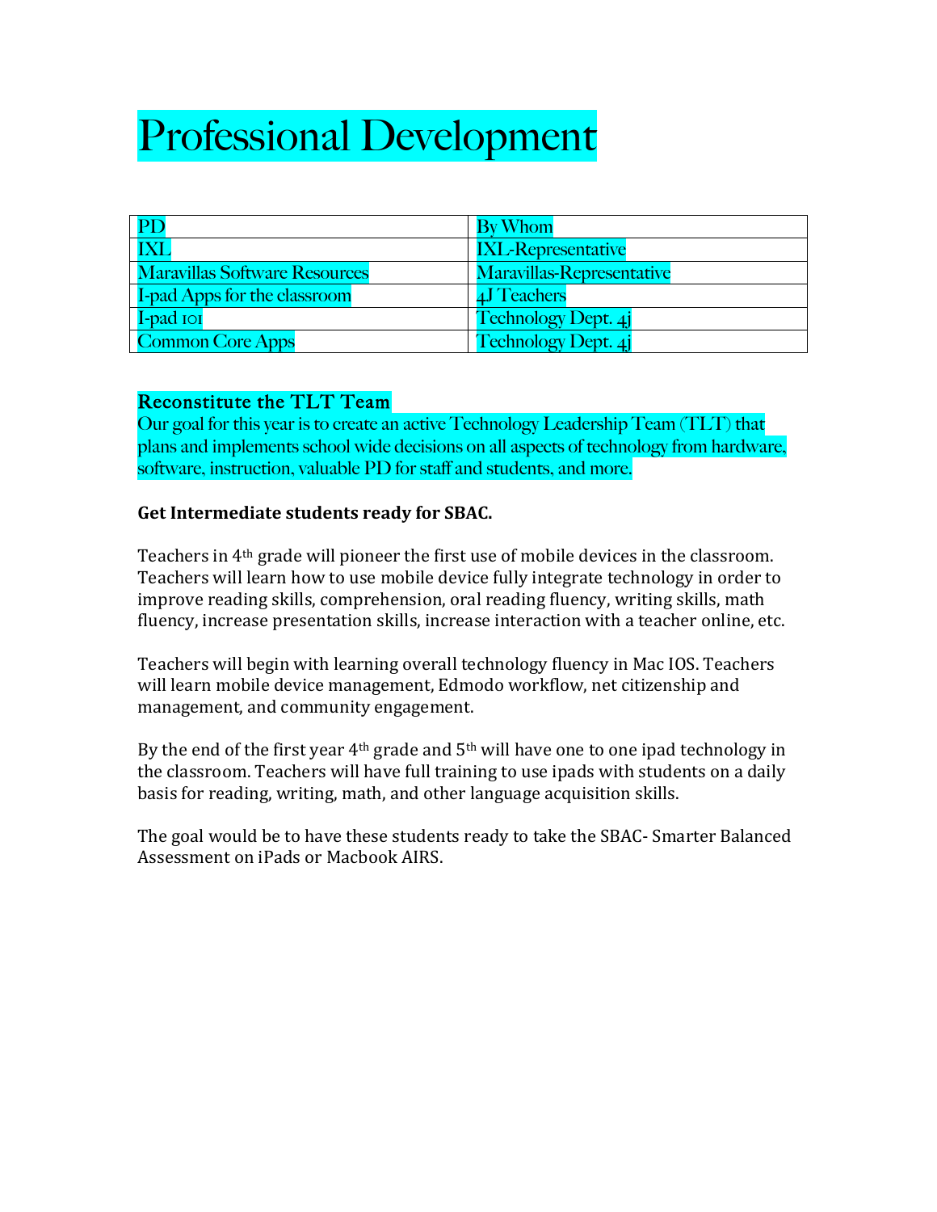# Professional Development

| PD | By Whom |
|---|---|
| IXL | IXL-Representative |
| Maravillas Software Resources | Maravillas-Representative |
| I-pad Apps for the classroom | 4J Teachers |
| I-pad 101 | Technology Dept. 4j |
| Common Core Apps | Technology Dept. 4j |

### Reconstitute the TLT Team

Our goal for this year is to create an active Technology Leadership Team (TLT) that plans and implements school wide decisions on all aspects of technology from hardware, software, instruction, valuable PD for staff and students, and more.

**Get Intermediate students ready for SBAC.**

Teachers in 4th grade will pioneer the first use of mobile devices in the classroom. Teachers will learn how to use mobile device fully integrate technology in order to improve reading skills, comprehension, oral reading fluency, writing skills, math fluency, increase presentation skills, increase interaction with a teacher online, etc.

Teachers will begin with learning overall technology fluency in Mac IOS. Teachers will learn mobile device management, Edmodo workflow, net citizenship and management, and community engagement.

By the end of the first year 4th grade and 5th will have one to one ipad technology in the classroom. Teachers will have full training to use ipads with students on a daily basis for reading, writing, math, and other language acquisition skills.

The goal would be to have these students ready to take the SBAC- Smarter Balanced Assessment on iPads or Macbook AIRS.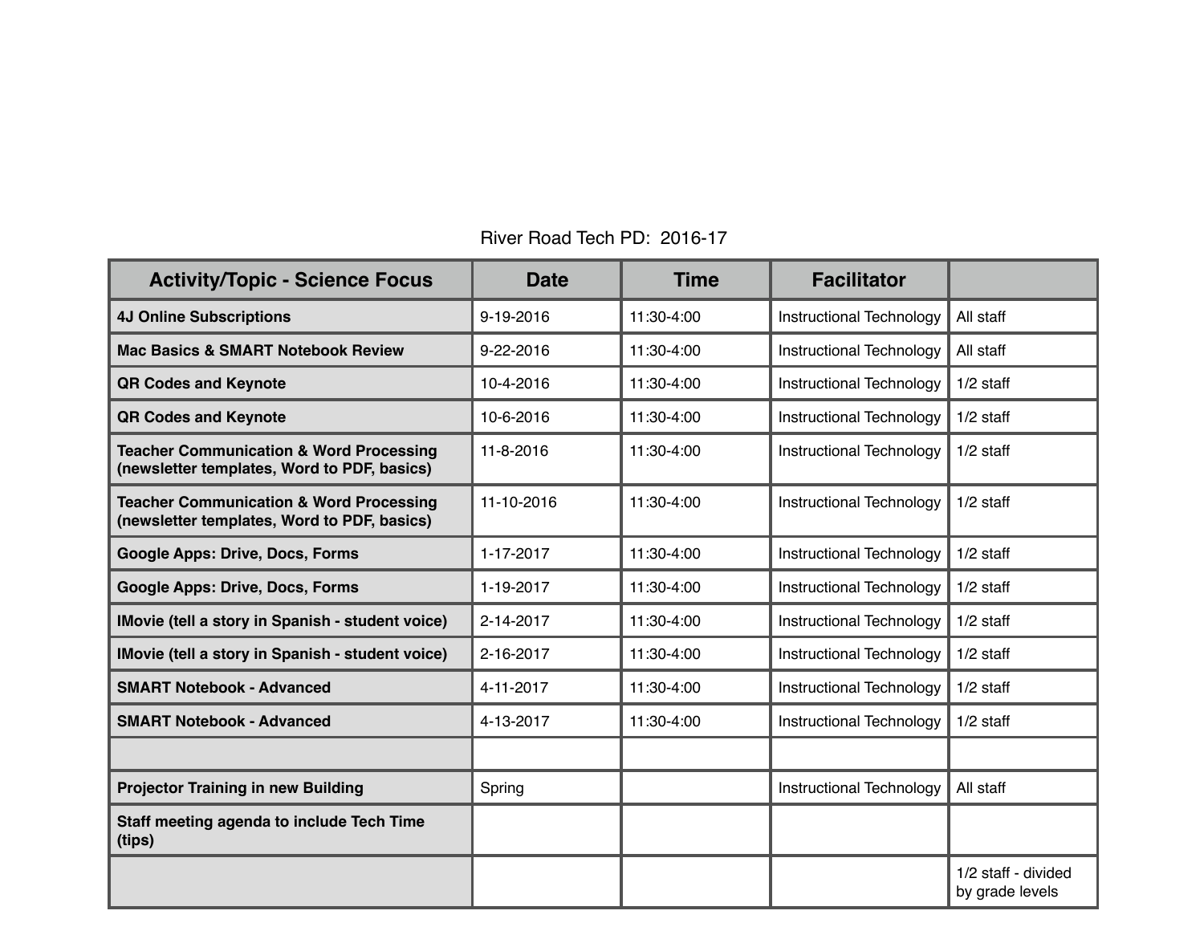River Road Tech PD: 2016-17

| Activity/Topic - Science Focus | Date | Time | Facilitator | |
|---|---|---|---|---|
| **4J Online Subscriptions** | 9-19-2016 | 11:30-4:00 | Instructional Technology | All staff |
| **Mac Basics & SMART Notebook Review** | 9-22-2016 | 11:30-4:00 | Instructional Technology | All staff |
| **QR Codes and Keynote** | 10-4-2016 | 11:30-4:00 | Instructional Technology | 1/2 staff |
| **QR Codes and Keynote** | 10-6-2016 | 11:30-4:00 | Instructional Technology | 1/2 staff |
| **Teacher Communication & Word Processing (newsletter templates, Word to PDF, basics)** | 11-8-2016 | 11:30-4:00 | Instructional Technology | 1/2 staff |
| **Teacher Communication & Word Processing (newsletter templates, Word to PDF, basics)** | 11-10-2016 | 11:30-4:00 | Instructional Technology | 1/2 staff |
| **Google Apps: Drive, Docs, Forms** | 1-17-2017 | 11:30-4:00 | Instructional Technology | 1/2 staff |
| **Google Apps: Drive, Docs, Forms** | 1-19-2017 | 11:30-4:00 | Instructional Technology | 1/2 staff |
| **IMovie (tell a story in Spanish - student voice)** | 2-14-2017 | 11:30-4:00 | Instructional Technology | 1/2 staff |
| **IMovie (tell a story in Spanish - student voice)** | 2-16-2017 | 11:30-4:00 | Instructional Technology | 1/2 staff |
| **SMART Notebook - Advanced** | 4-11-2017 | 11:30-4:00 | Instructional Technology | 1/2 staff |
| **SMART Notebook - Advanced** | 4-13-2017 | 11:30-4:00 | Instructional Technology | 1/2 staff |
| | | | | |
| **Projector Training in new Building** | Spring | | Instructional Technology | All staff |
| **Staff meeting agenda to include Tech Time (tips)** | | | | |
| | | | | 1/2 staff - divided by grade levels |